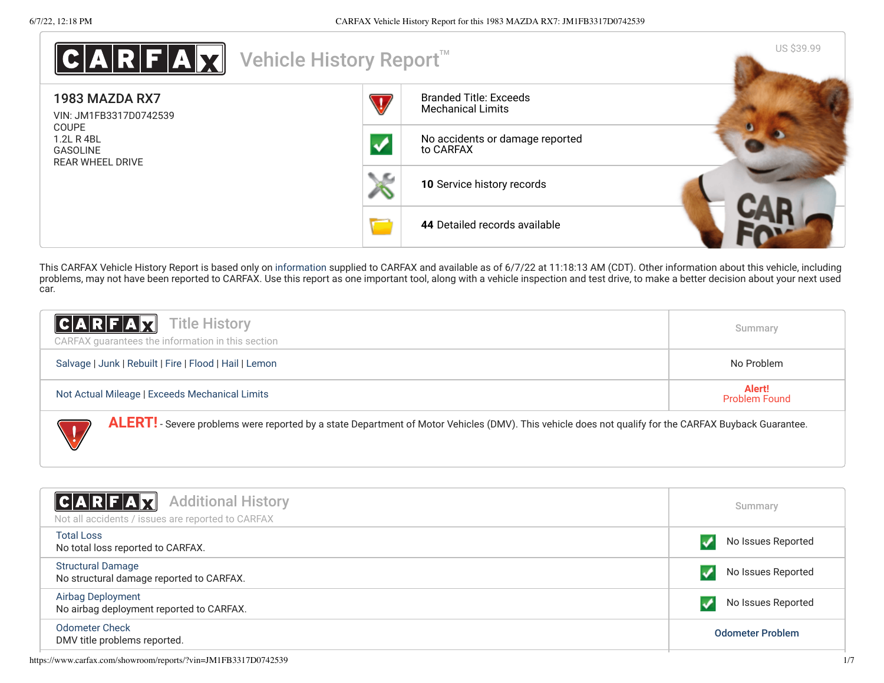# CARFAX Vehicle History Report™

US $39.99

## 1983 MAZDA RX7

VIN: JM1FB3317D0742539
COUPE
1.2L R 4BL
GASOLINE
REAR WHEEL DRIVE

- Branded Title: Exceeds Mechanical Limits
- No accidents or damage reported to CARFAX
- **10** Service history records
- **44** Detailed records available

This CARFAX Vehicle History Report is based only on information supplied to CARFAX and available as of 6/7/22 at 11:18:13 AM (CDT). Other information about this vehicle, including problems, may not have been reported to CARFAX. Use this report as one important tool, along with a vehicle inspection and test drive, to make a better decision about your next used car.

## CARFAX Title History

CARFAX guarantees the information in this section

| Title History | Summary |
| --- | --- |
| Salvage \| Junk \| Rebuilt \| Fire \| Flood \| Hail \| Lemon | No Problem |
| Not Actual Mileage \| Exceeds Mechanical Limits | Alert! Problem Found |

**ALERT!** - Severe problems were reported by a state Department of Motor Vehicles (DMV). This vehicle does not qualify for the CARFAX Buyback Guarantee.

## CARFAX Additional History

Not all accidents / issues are reported to CARFAX

| Additional History | Summary |
| --- | --- |
| Total Loss<br>No total loss reported to CARFAX. | No Issues Reported |
| Structural Damage<br>No structural damage reported to CARFAX. | No Issues Reported |
| Airbag Deployment<br>No airbag deployment reported to CARFAX. | No Issues Reported |
| Odometer Check<br>DMV title problems reported. | Odometer Problem |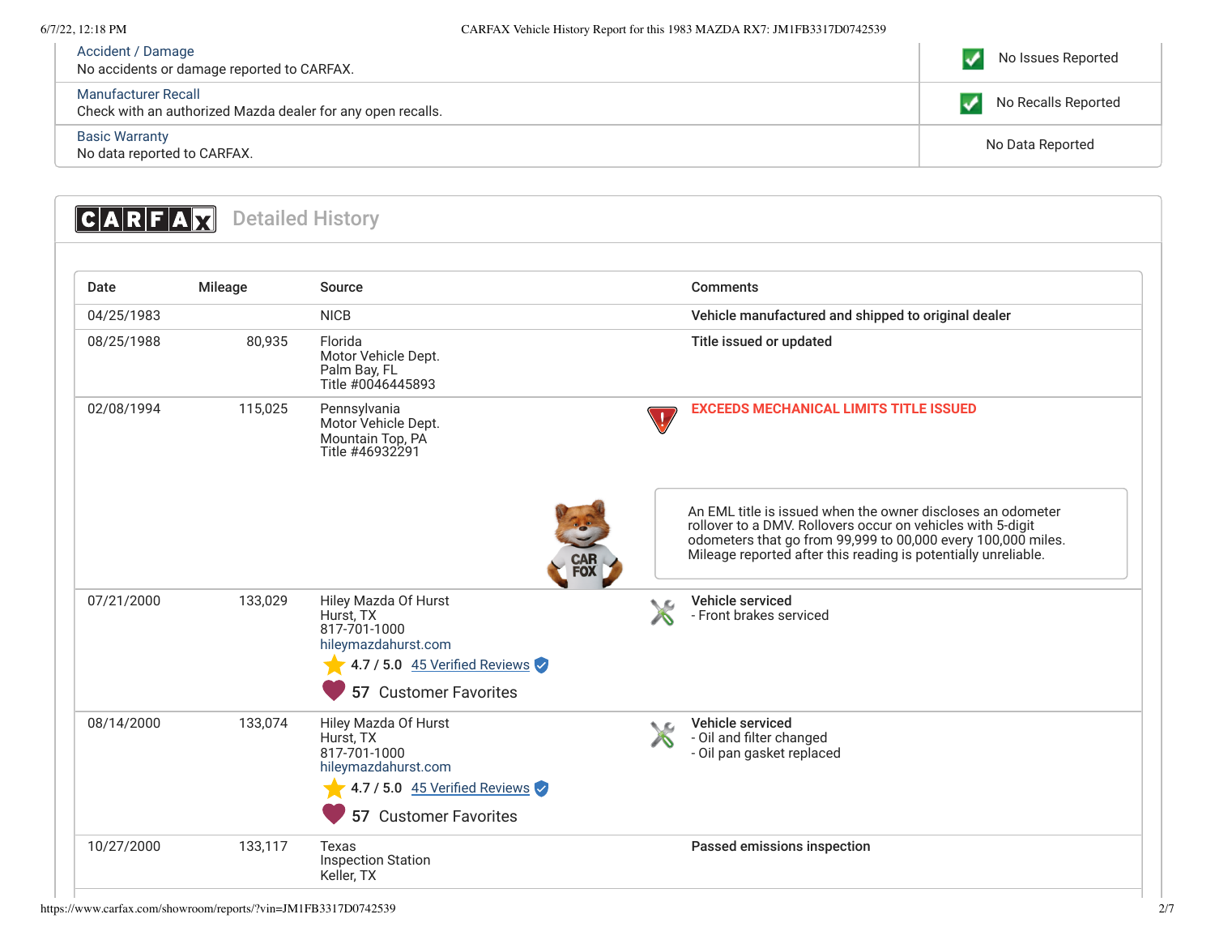| | |
|---|---|
| Accident / Damage<br>No accidents or damage reported to CARFAX. | No Issues Reported |
| Manufacturer Recall<br>Check with an authorized Mazda dealer for any open recalls. | No Recalls Reported |
| Basic Warranty<br>No data reported to CARFAX. | No Data Reported |

## CARFAX Detailed History

| Date | Mileage | Source | Comments |
|---|---|---|---|
| 04/25/1983 | | NICB | **Vehicle manufactured and shipped to original dealer** |
| 08/25/1988 | 80,935 | Florida<br>Motor Vehicle Dept.<br>Palm Bay, FL<br>Title #0046445893 | **Title issued or updated** |
| 02/08/1994 | 115,025 | Pennsylvania<br>Motor Vehicle Dept.<br>Mountain Top, PA<br>Title #46932291 | **EXCEEDS MECHANICAL LIMITS TITLE ISSUED**<br>An EML title is issued when the owner discloses an odometer rollover to a DMV. Rollovers occur on vehicles with 5-digit odometers that go from 99,999 to 00,000 every 100,000 miles. Mileage reported after this reading is potentially unreliable. |
| 07/21/2000 | 133,029 | Hiley Mazda Of Hurst<br>Hurst, TX<br>817-701-1000<br>hileymazdahurst.com<br>4.7 / 5.0 45 Verified Reviews<br>57 Customer Favorites | **Vehicle serviced**<br>- Front brakes serviced |
| 08/14/2000 | 133,074 | Hiley Mazda Of Hurst<br>Hurst, TX<br>817-701-1000<br>hileymazdahurst.com<br>4.7 / 5.0 45 Verified Reviews<br>57 Customer Favorites | **Vehicle serviced**<br>- Oil and filter changed<br>- Oil pan gasket replaced |
| 10/27/2000 | 133,117 | Texas<br>Inspection Station<br>Keller, TX | **Passed emissions inspection** |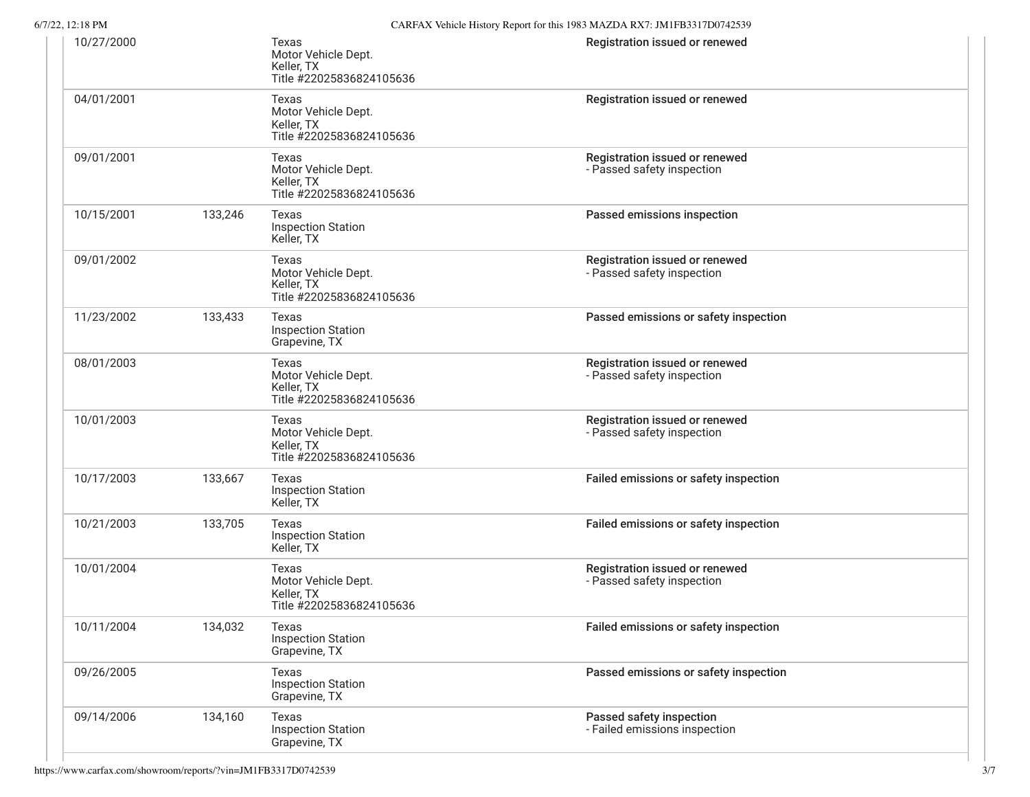| | | | |
|---|---|---|---|
| 10/27/2000 | | Texas<br>Motor Vehicle Dept.<br>Keller, TX<br>Title #22025836824105636 | **Registration issued or renewed** |
| 04/01/2001 | | Texas<br>Motor Vehicle Dept.<br>Keller, TX<br>Title #22025836824105636 | **Registration issued or renewed** |
| 09/01/2001 | | Texas<br>Motor Vehicle Dept.<br>Keller, TX<br>Title #22025836824105636 | **Registration issued or renewed**<br>- Passed safety inspection |
| 10/15/2001 | 133,246 | Texas<br>Inspection Station<br>Keller, TX | **Passed emissions inspection** |
| 09/01/2002 | | Texas<br>Motor Vehicle Dept.<br>Keller, TX<br>Title #22025836824105636 | **Registration issued or renewed**<br>- Passed safety inspection |
| 11/23/2002 | 133,433 | Texas<br>Inspection Station<br>Grapevine, TX | **Passed emissions or safety inspection** |
| 08/01/2003 | | Texas<br>Motor Vehicle Dept.<br>Keller, TX<br>Title #22025836824105636 | **Registration issued or renewed**<br>- Passed safety inspection |
| 10/01/2003 | | Texas<br>Motor Vehicle Dept.<br>Keller, TX<br>Title #22025836824105636 | **Registration issued or renewed**<br>- Passed safety inspection |
| 10/17/2003 | 133,667 | Texas<br>Inspection Station<br>Keller, TX | **Failed emissions or safety inspection** |
| 10/21/2003 | 133,705 | Texas<br>Inspection Station<br>Keller, TX | **Failed emissions or safety inspection** |
| 10/01/2004 | | Texas<br>Motor Vehicle Dept.<br>Keller, TX<br>Title #22025836824105636 | **Registration issued or renewed**<br>- Passed safety inspection |
| 10/11/2004 | 134,032 | Texas<br>Inspection Station<br>Grapevine, TX | **Failed emissions or safety inspection** |
| 09/26/2005 | | Texas<br>Inspection Station<br>Grapevine, TX | **Passed emissions or safety inspection** |
| 09/14/2006 | 134,160 | Texas<br>Inspection Station<br>Grapevine, TX | **Passed safety inspection**<br>- Failed emissions inspection |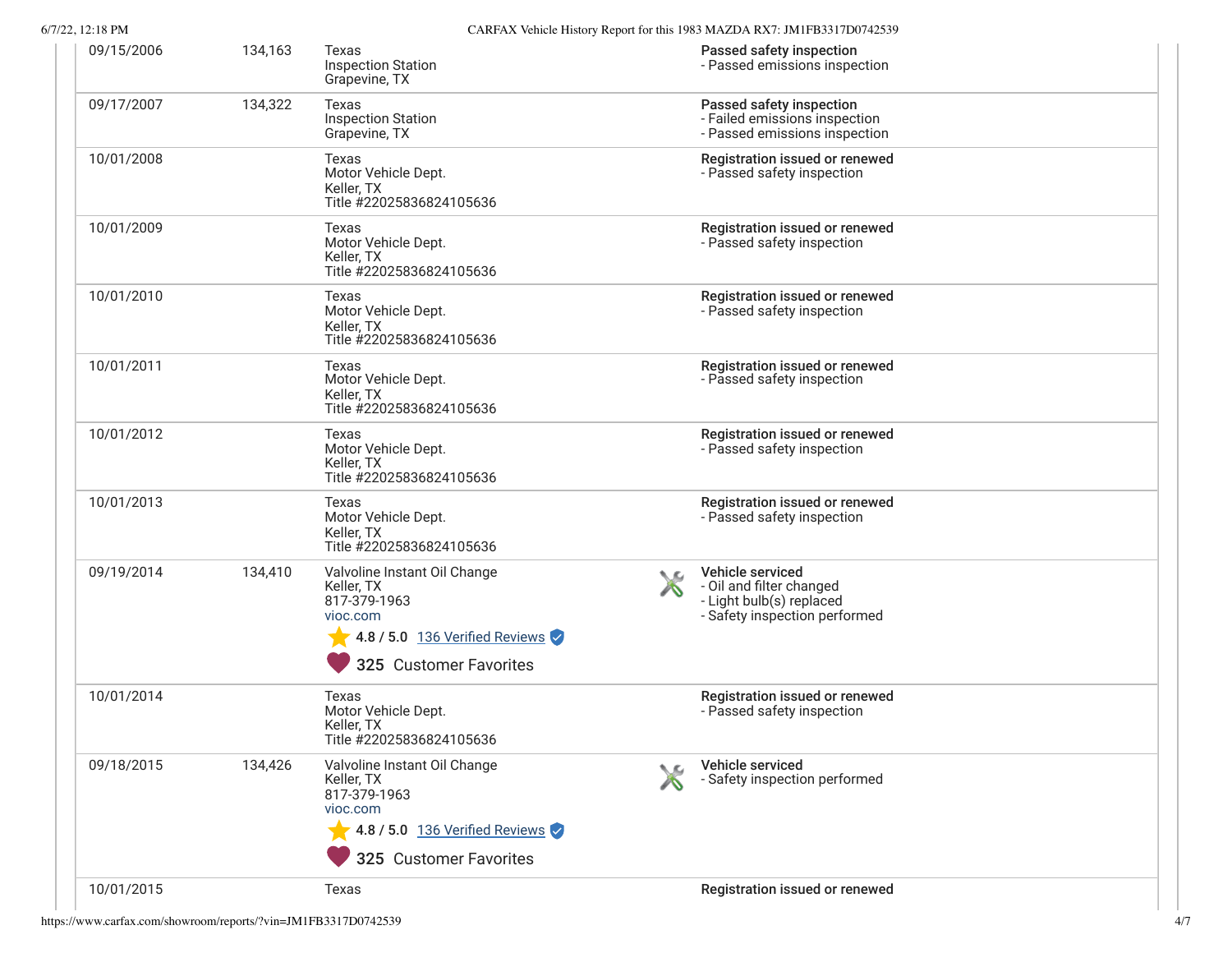| Date | Mileage | Source | Comments |
| --- | --- | --- | --- |
| 09/15/2006 | 134,163 | Texas<br>Inspection Station<br>Grapevine, TX | **Passed safety inspection**<br>- Passed emissions inspection |
| 09/17/2007 | 134,322 | Texas<br>Inspection Station<br>Grapevine, TX | **Passed safety inspection**<br>- Failed emissions inspection<br>- Passed emissions inspection |
| 10/01/2008 | | Texas<br>Motor Vehicle Dept.<br>Keller, TX<br>Title #22025836824105636 | **Registration issued or renewed**<br>- Passed safety inspection |
| 10/01/2009 | | Texas<br>Motor Vehicle Dept.<br>Keller, TX<br>Title #22025836824105636 | **Registration issued or renewed**<br>- Passed safety inspection |
| 10/01/2010 | | Texas<br>Motor Vehicle Dept.<br>Keller, TX<br>Title #22025836824105636 | **Registration issued or renewed**<br>- Passed safety inspection |
| 10/01/2011 | | Texas<br>Motor Vehicle Dept.<br>Keller, TX<br>Title #22025836824105636 | **Registration issued or renewed**<br>- Passed safety inspection |
| 10/01/2012 | | Texas<br>Motor Vehicle Dept.<br>Keller, TX<br>Title #22025836824105636 | **Registration issued or renewed**<br>- Passed safety inspection |
| 10/01/2013 | | Texas<br>Motor Vehicle Dept.<br>Keller, TX<br>Title #22025836824105636 | **Registration issued or renewed**<br>- Passed safety inspection |
| 09/19/2014 | 134,410 | Valvoline Instant Oil Change<br>Keller, TX<br>817-379-1963<br>vioc.com<br>4.8 / 5.0 136 Verified Reviews<br>325 Customer Favorites | **Vehicle serviced**<br>- Oil and filter changed<br>- Light bulb(s) replaced<br>- Safety inspection performed |
| 10/01/2014 | | Texas<br>Motor Vehicle Dept.<br>Keller, TX<br>Title #22025836824105636 | **Registration issued or renewed**<br>- Passed safety inspection |
| 09/18/2015 | 134,426 | Valvoline Instant Oil Change<br>Keller, TX<br>817-379-1963<br>vioc.com<br>4.8 / 5.0 136 Verified Reviews<br>325 Customer Favorites | **Vehicle serviced**<br>- Safety inspection performed |
| 10/01/2015 | | Texas | **Registration issued or renewed** |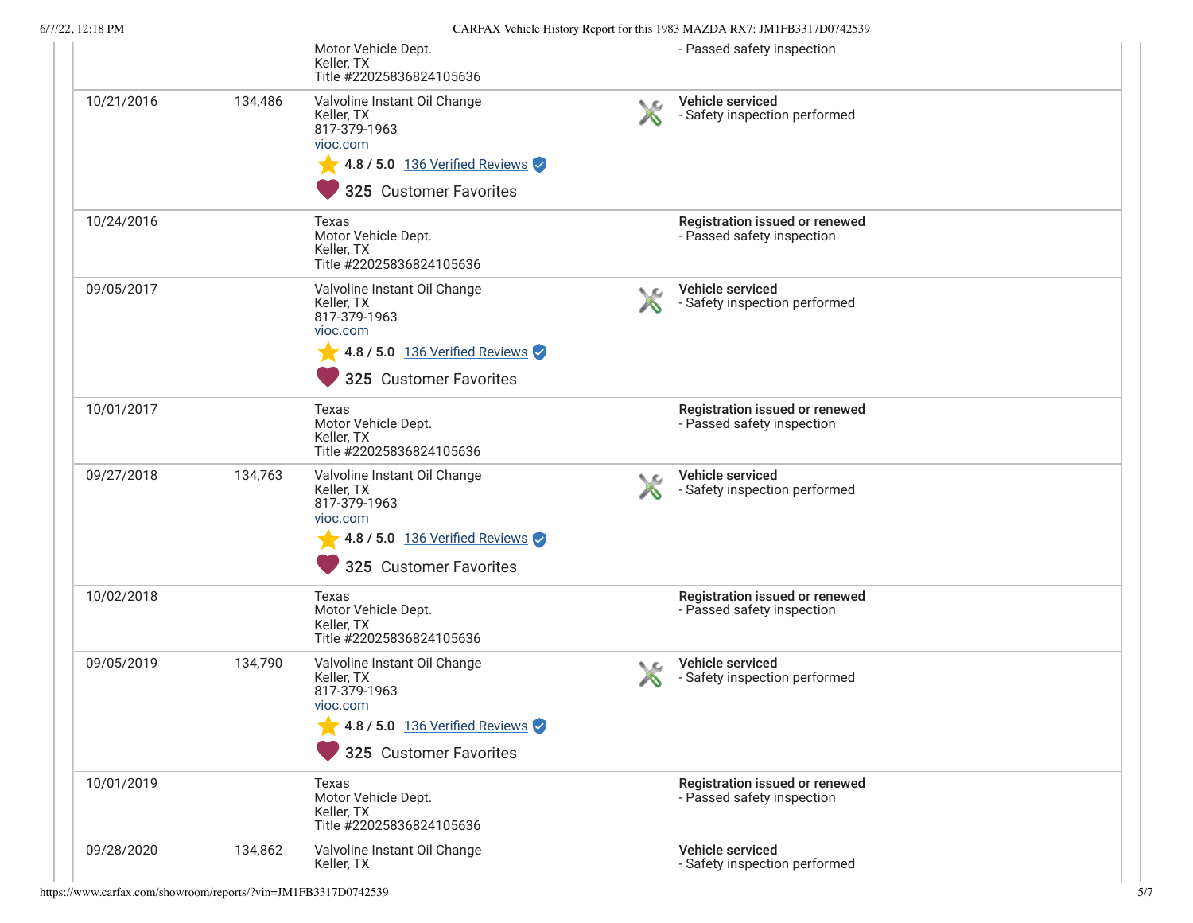| Date | Mileage | Source | Comments |
|---|---|---|---|
| | | Motor Vehicle Dept.<br>Keller, TX<br>Title #22025836824105636 | - Passed safety inspection |
| 10/21/2016 | 134,486 | Valvoline Instant Oil Change<br>Keller, TX<br>817-379-1963<br>vioc.com<br>4.8 / 5.0 136 Verified Reviews<br>325 Customer Favorites | **Vehicle serviced**<br>- Safety inspection performed |
| 10/24/2016 | | Texas<br>Motor Vehicle Dept.<br>Keller, TX<br>Title #22025836824105636 | **Registration issued or renewed**<br>- Passed safety inspection |
| 09/05/2017 | | Valvoline Instant Oil Change<br>Keller, TX<br>817-379-1963<br>vioc.com<br>4.8 / 5.0 136 Verified Reviews<br>325 Customer Favorites | **Vehicle serviced**<br>- Safety inspection performed |
| 10/01/2017 | | Texas<br>Motor Vehicle Dept.<br>Keller, TX<br>Title #22025836824105636 | **Registration issued or renewed**<br>- Passed safety inspection |
| 09/27/2018 | 134,763 | Valvoline Instant Oil Change<br>Keller, TX<br>817-379-1963<br>vioc.com<br>4.8 / 5.0 136 Verified Reviews<br>325 Customer Favorites | **Vehicle serviced**<br>- Safety inspection performed |
| 10/02/2018 | | Texas<br>Motor Vehicle Dept.<br>Keller, TX<br>Title #22025836824105636 | **Registration issued or renewed**<br>- Passed safety inspection |
| 09/05/2019 | 134,790 | Valvoline Instant Oil Change<br>Keller, TX<br>817-379-1963<br>vioc.com<br>4.8 / 5.0 136 Verified Reviews<br>325 Customer Favorites | **Vehicle serviced**<br>- Safety inspection performed |
| 10/01/2019 | | Texas<br>Motor Vehicle Dept.<br>Keller, TX<br>Title #22025836824105636 | **Registration issued or renewed**<br>- Passed safety inspection |
| 09/28/2020 | 134,862 | Valvoline Instant Oil Change<br>Keller, TX | **Vehicle serviced**<br>- Safety inspection performed |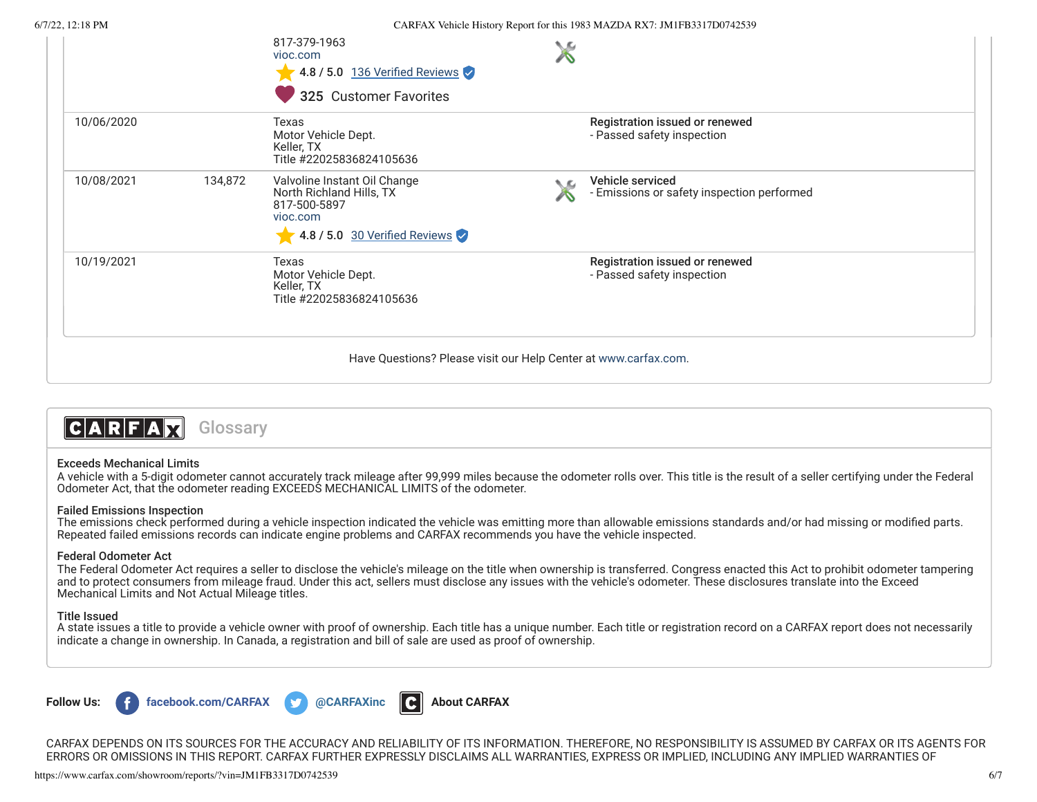| Date | Mileage | Source | | Comments |
|---|---|---|---|---|
| | | 817-379-1963<br>vioc.com<br>4.8 / 5.0 136 Verified Reviews<br>325 Customer Favorites | | |
| 10/06/2020 | | Texas<br>Motor Vehicle Dept.<br>Keller, TX<br>Title #22025836824105636 | | **Registration issued or renewed**<br>- Passed safety inspection |
| 10/08/2021 | 134,872 | Valvoline Instant Oil Change<br>North Richland Hills, TX<br>817-500-5897<br>vioc.com<br>4.8 / 5.0 30 Verified Reviews | | **Vehicle serviced**<br>- Emissions or safety inspection performed |
| 10/19/2021 | | Texas<br>Motor Vehicle Dept.<br>Keller, TX<br>Title #22025836824105636 | | **Registration issued or renewed**<br>- Passed safety inspection |

Have Questions? Please visit our Help Center at www.carfax.com.

## CARFAX Glossary

**Exceeds Mechanical Limits**
A vehicle with a 5-digit odometer cannot accurately track mileage after 99,999 miles because the odometer rolls over. This title is the result of a seller certifying under the Federal Odometer Act, that the odometer reading EXCEEDS MECHANICAL LIMITS of the odometer.

**Failed Emissions Inspection**
The emissions check performed during a vehicle inspection indicated the vehicle was emitting more than allowable emissions standards and/or had missing or modified parts. Repeated failed emissions records can indicate engine problems and CARFAX recommends you have the vehicle inspected.

**Federal Odometer Act**
The Federal Odometer Act requires a seller to disclose the vehicle's mileage on the title when ownership is transferred. Congress enacted this Act to prohibit odometer tampering and to protect consumers from mileage fraud. Under this act, sellers must disclose any issues with the vehicle's odometer. These disclosures translate into the Exceed Mechanical Limits and Not Actual Mileage titles.

**Title Issued**
A state issues a title to provide a vehicle owner with proof of ownership. Each title has a unique number. Each title or registration record on a CARFAX report does not necessarily indicate a change in ownership. In Canada, a registration and bill of sale are used as proof of ownership.

**Follow Us:** facebook.com/CARFAX @CARFAXinc **About CARFAX**

CARFAX DEPENDS ON ITS SOURCES FOR THE ACCURACY AND RELIABILITY OF ITS INFORMATION. THEREFORE, NO RESPONSIBILITY IS ASSUMED BY CARFAX OR ITS AGENTS FOR ERRORS OR OMISSIONS IN THIS REPORT. CARFAX FURTHER EXPRESSLY DISCLAIMS ALL WARRANTIES, EXPRESS OR IMPLIED, INCLUDING ANY IMPLIED WARRANTIES OF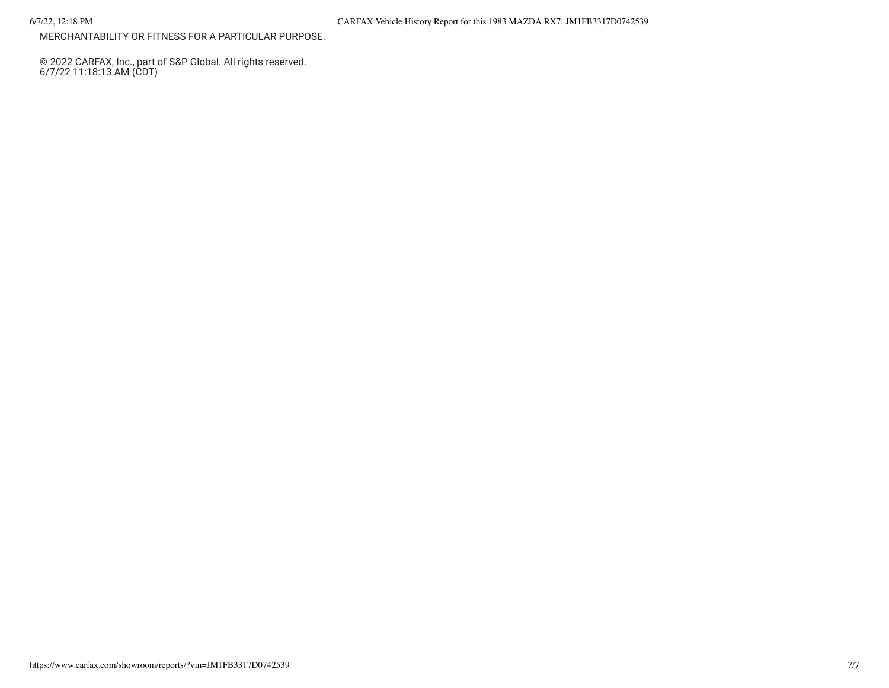MERCHANTABILITY OR FITNESS FOR A PARTICULAR PURPOSE.

© 2022 CARFAX, Inc., part of S&P Global. All rights reserved.
6/7/22 11:18:13 AM (CDT)